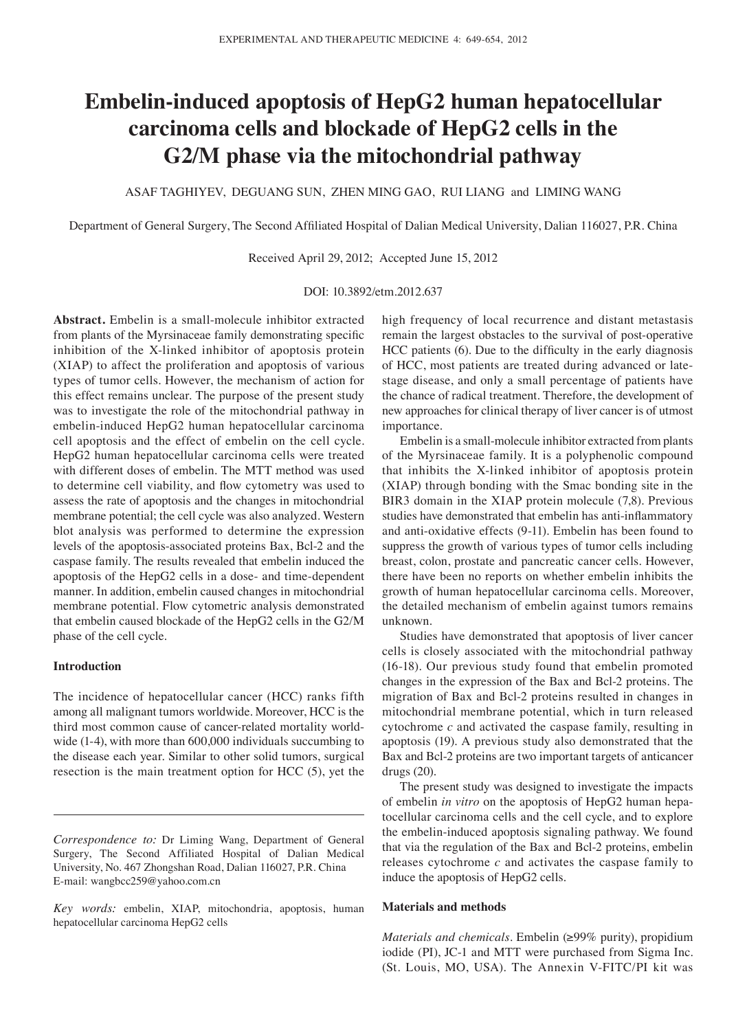# Embelin-induced apoptosis of HepG2 human hepatocellular carcinoma cells and blockade of HepG2 cells in the G2/M phase via the mitochondrial pathway

ASAF TAGHIYEV, DEGUANG SUN, ZHEN MING GAO, RUI LIANG and LIMING WANG

Department of General Surgery, The Second Affiliated Hospital of Dalian Medical University, Dalian 116027, P.R. China

Received April 29, 2012; Accepted June 15, 2012

DOI: 10.3892/etm.2012.637

**Abstract.** Embelin is a small-molecule inhibitor extracted from plants of the Myrsinaceae family demonstrating specific inhibition of the X-linked inhibitor of apoptosis protein (XIAP) to affect the proliferation and apoptosis of various types of tumor cells. However, the mechanism of action for this effect remains unclear. The purpose of the present study was to investigate the role of the mitochondrial pathway in embelin-induced HepG2 human hepatocellular carcinoma cell apoptosis and the effect of embelin on the cell cycle. HepG2 human hepatocellular carcinoma cells were treated with different doses of embelin. The MTT method was used to determine cell viability, and flow cytometry was used to assess the rate of apoptosis and the changes in mitochondrial membrane potential; the cell cycle was also analyzed. Western blot analysis was performed to determine the expression levels of the apoptosis-associated proteins Bax, Bcl-2 and the caspase family. The results revealed that embelin induced the apoptosis of the HepG2 cells in a dose- and time-dependent manner. In addition, embelin caused changes in mitochondrial membrane potential. Flow cytometric analysis demonstrated that embelin caused blockade of the HepG2 cells in the G2/M phase of the cell cycle.

## Introduction

The incidence of hepatocellular cancer (HCC) ranks fifth among all malignant tumors worldwide. Moreover, HCC is the third most common cause of cancer-related mortality worldwide (1-4), with more than 600,000 individuals succumbing to the disease each year. Similar to other solid tumors, surgical resection is the main treatment option for HCC (5), yet the high frequency of local recurrence and distant metastasis remain the largest obstacles to the survival of post-operative HCC patients (6). Due to the difficulty in the early diagnosis of HCC, most patients are treated during advanced or late-stage disease, and only a small percentage of patients have the chance of radical treatment. Therefore, the development of new approaches for clinical therapy of liver cancer is of utmost importance.

Embelin is a small-molecule inhibitor extracted from plants of the Myrsinaceae family. It is a polyphenolic compound that inhibits the X-linked inhibitor of apoptosis protein (XIAP) through bonding with the Smac bonding site in the BIR3 domain in the XIAP protein molecule (7,8). Previous studies have demonstrated that embelin has anti-inflammatory and anti-oxidative effects (9-11). Embelin has been found to suppress the growth of various types of tumor cells including breast, colon, prostate and pancreatic cancer cells. However, there have been no reports on whether embelin inhibits the growth of human hepatocellular carcinoma cells. Moreover, the detailed mechanism of embelin against tumors remains unknown.

Studies have demonstrated that apoptosis of liver cancer cells is closely associated with the mitochondrial pathway (16-18). Our previous study found that embelin promoted changes in the expression of the Bax and Bcl-2 proteins. The migration of Bax and Bcl-2 proteins resulted in changes in mitochondrial membrane potential, which in turn released cytochrome *c* and activated the caspase family, resulting in apoptosis (19). A previous study also demonstrated that the Bax and Bcl-2 proteins are two important targets of anticancer drugs (20).

The present study was designed to investigate the impacts of embelin *in vitro* on the apoptosis of HepG2 human hepatocellular carcinoma cells and the cell cycle, and to explore the embelin-induced apoptosis signaling pathway. We found that via the regulation of the Bax and Bcl-2 proteins, embelin releases cytochrome *c* and activates the caspase family to induce the apoptosis of HepG2 cells.

*Correspondence to:* Dr Liming Wang, Department of General Surgery, The Second Affiliated Hospital of Dalian Medical University, No. 467 Zhongshan Road, Dalian 116027, P.R. China
E-mail: wangbcc259@yahoo.com.cn

*Key words:* embelin, XIAP, mitochondria, apoptosis, human hepatocellular carcinoma HepG2 cells

## Materials and methods

*Materials and chemicals.* Embelin (≥99% purity), propidium iodide (PI), JC-1 and MTT were purchased from Sigma Inc. (St. Louis, MO, USA). The Annexin V-FITC/PI kit was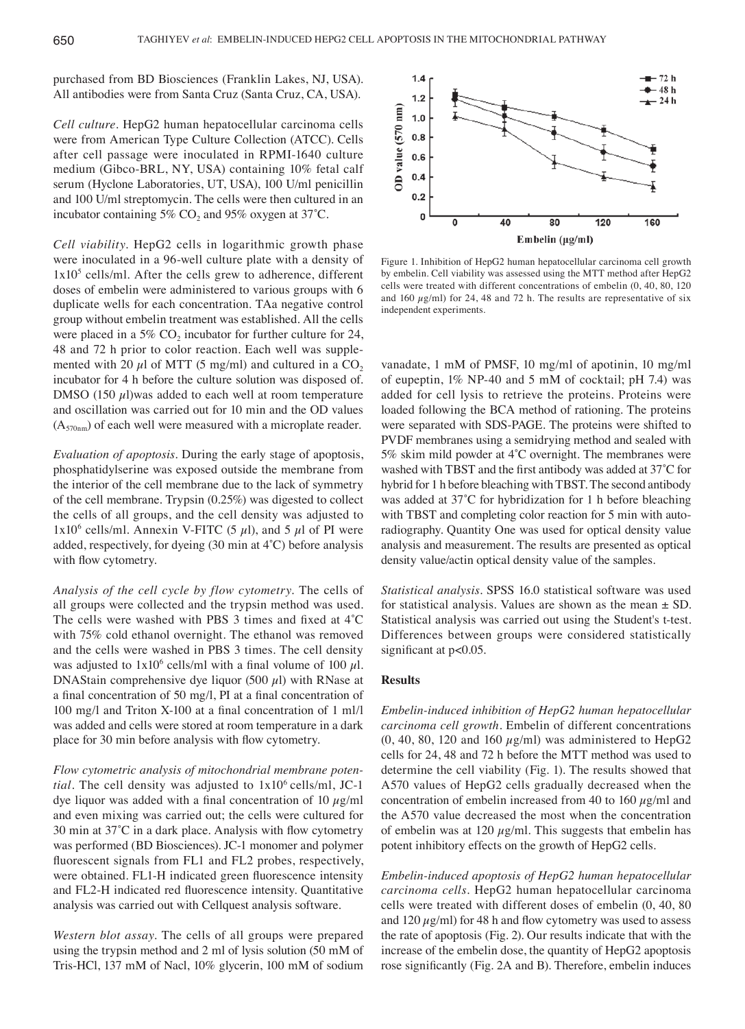purchased from BD Biosciences (Franklin Lakes, NJ, USA). All antibodies were from Santa Cruz (Santa Cruz, CA, USA).

*Cell culture.* HepG2 human hepatocellular carcinoma cells were from American Type Culture Collection (ATCC). Cells after cell passage were inoculated in RPMI-1640 culture medium (Gibco-BRL, NY, USA) containing 10% fetal calf serum (Hyclone Laboratories, UT, USA), 100 U/ml penicillin and 100 U/ml streptomycin. The cells were then cultured in an incubator containing 5% $CO_2$ and 95% oxygen at 37˚C.

*Cell viability.* HepG2 cells in logarithmic growth phase were inoculated in a 96-well culture plate with a density of $1x10^5$ cells/ml. After the cells grew to adherence, different doses of embelin were administered to various groups with 6 duplicate wells for each concentration. TAa negative control group without embelin treatment was established. All the cells were placed in a 5% $CO_2$ incubator for further culture for 24, 48 and 72 h prior to color reaction. Each well was supplemented with 20 $\mu$l of MTT (5 mg/ml) and cultured in a $CO_2$ incubator for 4 h before the culture solution was disposed of. DMSO (150 $\mu$l)was added to each well at room temperature and oscillation was carried out for 10 min and the OD values ($A_{570nm}$) of each well were measured with a microplate reader.

*Evaluation of apoptosis.* During the early stage of apoptosis, phosphatidylserine was exposed outside the membrane from the interior of the cell membrane due to the lack of symmetry of the cell membrane. Trypsin (0.25%) was digested to collect the cells of all groups, and the cell density was adjusted to $1x10^6$ cells/ml. Annexin V-FITC (5 $\mu$l), and 5 $\mu$l of PI were added, respectively, for dyeing (30 min at 4˚C) before analysis with flow cytometry.

*Analysis of the cell cycle by flow cytometry.* The cells of all groups were collected and the trypsin method was used. The cells were washed with PBS 3 times and fixed at 4˚C with 75% cold ethanol overnight. The ethanol was removed and the cells were washed in PBS 3 times. The cell density was adjusted to $1x10^6$ cells/ml with a final volume of 100 $\mu$l. DNAStain comprehensive dye liquor (500 $\mu$l) with RNase at a final concentration of 50 mg/l, PI at a final concentration of 100 mg/l and Triton X-100 at a final concentration of 1 ml/l was added and cells were stored at room temperature in a dark place for 30 min before analysis with flow cytometry.

*Flow cytometric analysis of mitochondrial membrane potential.* The cell density was adjusted to $1x10^6$ cells/ml, JC-1 dye liquor was added with a final concentration of 10 $\mu$g/ml and even mixing was carried out; the cells were cultured for 30 min at 37˚C in a dark place. Analysis with flow cytometry was performed (BD Biosciences). JC-1 monomer and polymer fluorescent signals from FL1 and FL2 probes, respectively, were obtained. FL1-H indicated green fluorescence intensity and FL2-H indicated red fluorescence intensity. Quantitative analysis was carried out with Cellquest analysis software.

*Western blot assay.* The cells of all groups were prepared using the trypsin method and 2 ml of lysis solution (50 mM of Tris-HCl, 137 mM of Nacl, 10% glycerin, 100 mM of sodium vanadate, 1 mM of PMSF, 10 mg/ml of apotinin, 10 mg/ml of eupeptin, 1% NP-40 and 5 mM of cocktail; pH 7.4) was added for cell lysis to retrieve the proteins. Proteins were loaded following the BCA method of rationing. The proteins were separated with SDS-PAGE. The proteins were shifted to PVDF membranes using a semidrying method and sealed with 5% skim mild powder at 4˚C overnight. The membranes were washed with TBST and the first antibody was added at 37˚C for hybrid for 1 h before bleaching with TBST. The second antibody was added at 37˚C for hybridization for 1 h before bleaching with TBST and completing color reaction for 5 min with autoradiography. Quantity One was used for optical density value analysis and measurement. The results are presented as optical density value/actin optical density value of the samples.

*Statistical analysis.* SPSS 16.0 statistical software was used for statistical analysis. Values are shown as the mean ± SD. Statistical analysis was carried out using the Student's t-test. Differences between groups were considered statistically significant at $p<0.05$.

Figure 1. Inhibition of HepG2 human hepatocellular carcinoma cell growth by embelin. Cell viability was assessed using the MTT method after HepG2 cells were treated with different concentrations of embelin (0, 40, 80, 120 and 160 $\mu$g/ml) for 24, 48 and 72 h. The results are representative of six independent experiments.

## Results

*Embelin-induced inhibition of HepG2 human hepatocellular carcinoma cell growth.* Embelin of different concentrations (0, 40, 80, 120 and 160 $\mu$g/ml) was administered to HepG2 cells for 24, 48 and 72 h before the MTT method was used to determine the cell viability (Fig. 1). The results showed that A570 values of HepG2 cells gradually decreased when the concentration of embelin increased from 40 to 160 $\mu$g/ml and the A570 value decreased the most when the concentration of embelin was at 120 $\mu$g/ml. This suggests that embelin has potent inhibitory effects on the growth of HepG2 cells.

*Embelin-induced apoptosis of HepG2 human hepatocellular carcinoma cells.* HepG2 human hepatocellular carcinoma cells were treated with different doses of embelin (0, 40, 80 and 120 $\mu$g/ml) for 48 h and flow cytometry was used to assess the rate of apoptosis (Fig. 2). Our results indicate that with the increase of the embelin dose, the quantity of HepG2 apoptosis rose significantly (Fig. 2A and B). Therefore, embelin induces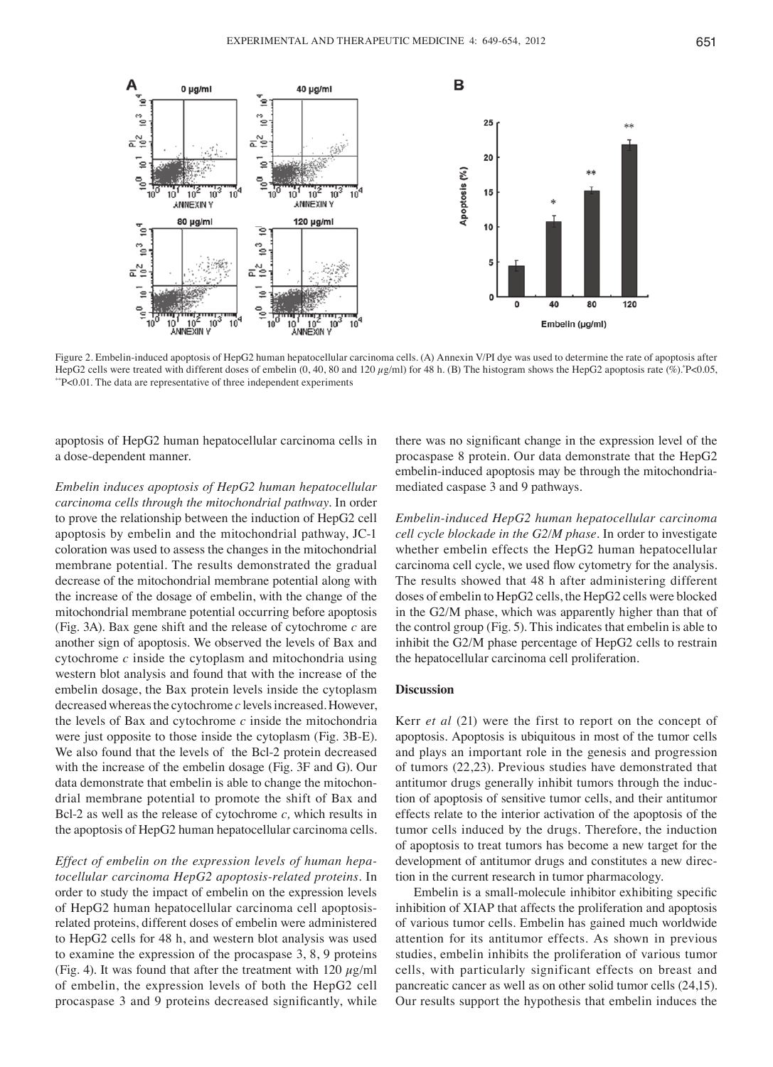Figure 2. Embelin-induced apoptosis of HepG2 human hepatocellular carcinoma cells. (A) Annexin V/PI dye was used to determine the rate of apoptosis after HepG2 cells were treated with different doses of embelin (0, 40, 80 and 120 $\mu$g/ml) for 48 h. (B) The histogram shows the HepG2 apoptosis rate (%). *P<0.05, **P<0.01. The data are representative of three independent experiments

apoptosis of HepG2 human hepatocellular carcinoma cells in a dose-dependent manner.

*Embelin induces apoptosis of HepG2 human hepatocellular carcinoma cells through the mitochondrial pathway*. In order to prove the relationship between the induction of HepG2 cell apoptosis by embelin and the mitochondrial pathway, JC-1 coloration was used to assess the changes in the mitochondrial membrane potential. The results demonstrated the gradual decrease of the mitochondrial membrane potential along with the increase of the dosage of embelin, with the change of the mitochondrial membrane potential occurring before apoptosis (Fig. 3A). Bax gene shift and the release of cytochrome *c* are another sign of apoptosis. We observed the levels of Bax and cytochrome *c* inside the cytoplasm and mitochondria using western blot analysis and found that with the increase of the embelin dosage, the Bax protein levels inside the cytoplasm decreased whereas the cytochrome *c* levels increased. However, the levels of Bax and cytochrome *c* inside the mitochondria were just opposite to those inside the cytoplasm (Fig. 3B-E). We also found that the levels of the Bcl-2 protein decreased with the increase of the embelin dosage (Fig. 3F and G). Our data demonstrate that embelin is able to change the mitochondrial membrane potential to promote the shift of Bax and Bcl-2 as well as the release of cytochrome *c,* which results in the apoptosis of HepG2 human hepatocellular carcinoma cells.

*Effect of embelin on the expression levels of human hepatocellular carcinoma HepG2 apoptosis-related proteins*. In order to study the impact of embelin on the expression levels of HepG2 human hepatocellular carcinoma cell apoptosis-related proteins, different doses of embelin were administered to HepG2 cells for 48 h, and western blot analysis was used to examine the expression of the procaspase 3, 8, 9 proteins (Fig. 4). It was found that after the treatment with 120 $\mu$g/ml of embelin, the expression levels of both the HepG2 cell procaspase 3 and 9 proteins decreased significantly, while there was no significant change in the expression level of the procaspase 8 protein. Our data demonstrate that the HepG2 embelin-induced apoptosis may be through the mitochondria-mediated caspase 3 and 9 pathways.

*Embelin-induced HepG2 human hepatocellular carcinoma cell cycle blockade in the G2/M phase*. In order to investigate whether embelin effects the HepG2 human hepatocellular carcinoma cell cycle, we used flow cytometry for the analysis. The results showed that 48 h after administering different doses of embelin to HepG2 cells, the HepG2 cells were blocked in the G2/M phase, which was apparently higher than that of the control group (Fig. 5). This indicates that embelin is able to inhibit the G2/M phase percentage of HepG2 cells to restrain the hepatocellular carcinoma cell proliferation.

## Discussion

Kerr *et al* (21) were the first to report on the concept of apoptosis. Apoptosis is ubiquitous in most of the tumor cells and plays an important role in the genesis and progression of tumors (22,23). Previous studies have demonstrated that antitumor drugs generally inhibit tumors through the induction of apoptosis of sensitive tumor cells, and their antitumor effects relate to the interior activation of the apoptosis of the tumor cells induced by the drugs. Therefore, the induction of apoptosis to treat tumors has become a new target for the development of antitumor drugs and constitutes a new direction in the current research in tumor pharmacology.

Embelin is a small-molecule inhibitor exhibiting specific inhibition of XIAP that affects the proliferation and apoptosis of various tumor cells. Embelin has gained much worldwide attention for its antitumor effects. As shown in previous studies, embelin inhibits the proliferation of various tumor cells, with particularly significant effects on breast and pancreatic cancer as well as on other solid tumor cells (24,15). Our results support the hypothesis that embelin induces the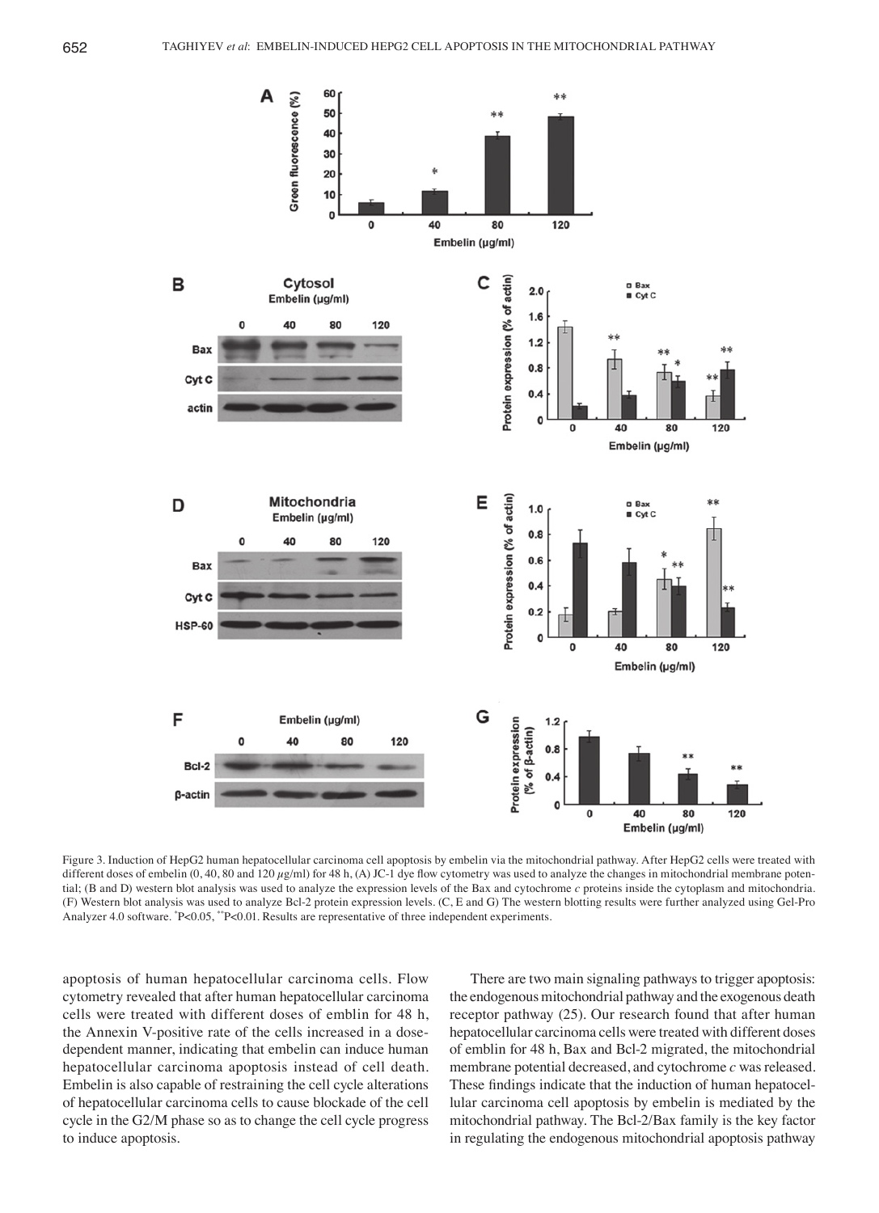Figure 3. Induction of HepG2 human hepatocellular carcinoma cell apoptosis by embelin via the mitochondrial pathway. After HepG2 cells were treated with different doses of embelin (0, 40, 80 and 120 $\mu$g/ml) for 48 h, (A) JC-1 dye flow cytometry was used to analyze the changes in mitochondrial membrane potential; (B and D) western blot analysis was used to analyze the expression levels of the Bax and cytochrome *c* proteins inside the cytoplasm and mitochondria. (F) Western blot analysis was used to analyze Bcl-2 protein expression levels. (C, E and G) The western blotting results were further analyzed using Gel-Pro Analyzer 4.0 software. *P<0.05, **P<0.01. Results are representative of three independent experiments.

apoptosis of human hepatocellular carcinoma cells. Flow cytometry revealed that after human hepatocellular carcinoma cells were treated with different doses of emblin for 48 h, the Annexin V-positive rate of the cells increased in a dose-dependent manner, indicating that embelin can induce human hepatocellular carcinoma apoptosis instead of cell death. Embelin is also capable of restraining the cell cycle alterations of hepatocellular carcinoma cells to cause blockade of the cell cycle in the G2/M phase so as to change the cell cycle progress to induce apoptosis.

There are two main signaling pathways to trigger apoptosis: the endogenous mitochondrial pathway and the exogenous death receptor pathway (25). Our research found that after human hepatocellular carcinoma cells were treated with different doses of emblin for 48 h, Bax and Bcl-2 migrated, the mitochondrial membrane potential decreased, and cytochrome *c* was released. These findings indicate that the induction of human hepatocellular carcinoma cell apoptosis by embelin is mediated by the mitochondrial pathway. The Bcl-2/Bax family is the key factor in regulating the endogenous mitochondrial apoptosis pathway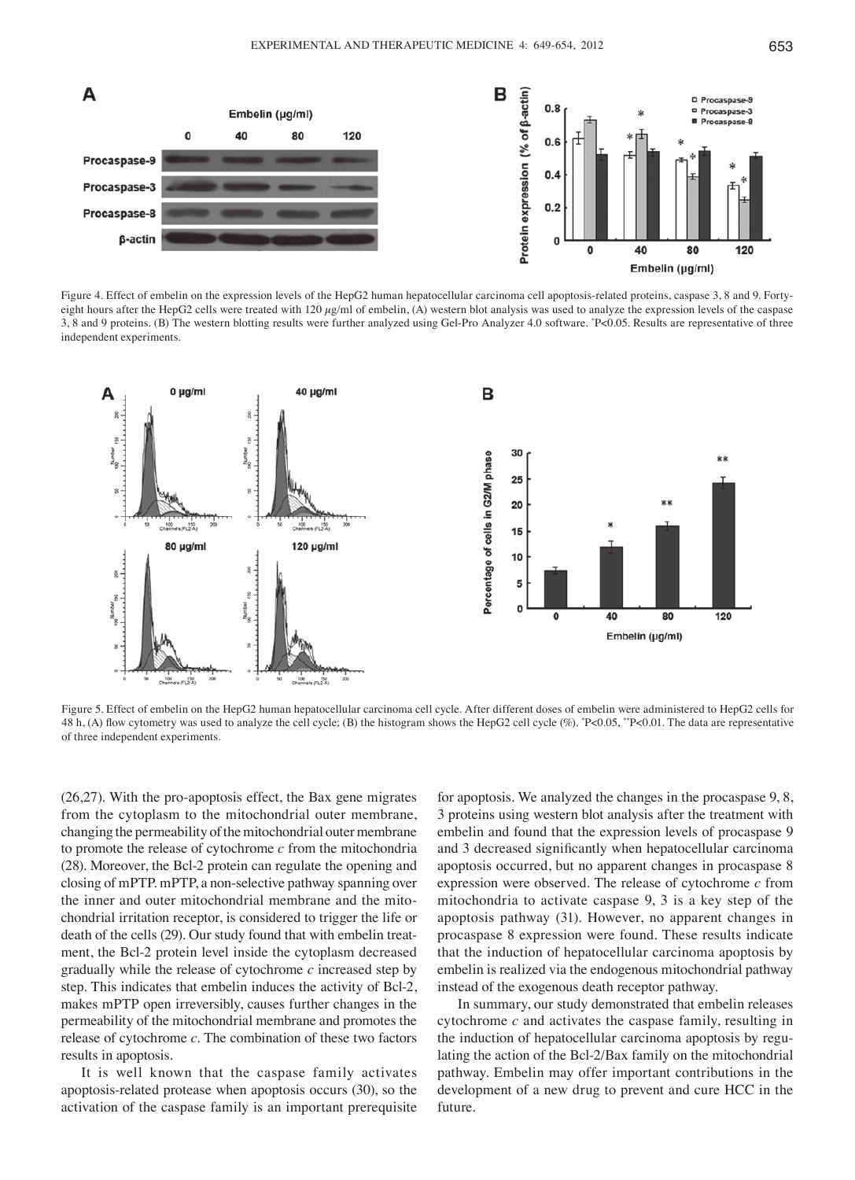Figure 4. Effect of embelin on the expression levels of the HepG2 human hepatocellular carcinoma cell apoptosis-related proteins, caspase 3, 8 and 9. Forty-eight hours after the HepG2 cells were treated with 120 $\mu$g/ml of embelin, (A) western blot analysis was used to analyze the expression levels of the caspase 3, 8 and 9 proteins. (B) The western blotting results were further analyzed using Gel-Pro Analyzer 4.0 software. *P<0.05. Results are representative of three independent experiments.

Figure 5. Effect of embelin on the HepG2 human hepatocellular carcinoma cell cycle. After different doses of embelin were administered to HepG2 cells for 48 h, (A) flow cytometry was used to analyze the cell cycle; (B) the histogram shows the HepG2 cell cycle (%). *P<0.05, **P<0.01. The data are representative of three independent experiments.

(26,27). With the pro-apoptosis effect, the Bax gene migrates from the cytoplasm to the mitochondrial outer membrane, changing the permeability of the mitochondrial outer membrane to promote the release of cytochrome *c* from the mitochondria (28). Moreover, the Bcl-2 protein can regulate the opening and closing of mPTP. mPTP, a non-selective pathway spanning over the inner and outer mitochondrial membrane and the mitochondrial irritation receptor, is considered to trigger the life or death of the cells (29). Our study found that with embelin treatment, the Bcl-2 protein level inside the cytoplasm decreased gradually while the release of cytochrome *c* increased step by step. This indicates that embelin induces the activity of Bcl-2, makes mPTP open irreversibly, causes further changes in the permeability of the mitochondrial membrane and promotes the release of cytochrome *c*. The combination of these two factors results in apoptosis.

It is well known that the caspase family activates apoptosis-related protease when apoptosis occurs (30), so the activation of the caspase family is an important prerequisite for apoptosis. We analyzed the changes in the procaspase 9, 8, 3 proteins using western blot analysis after the treatment with embelin and found that the expression levels of procaspase 9 and 3 decreased significantly when hepatocellular carcinoma apoptosis occurred, but no apparent changes in procaspase 8 expression were observed. The release of cytochrome *c* from mitochondria to activate caspase 9, 3 is a key step of the apoptosis pathway (31). However, no apparent changes in procaspase 8 expression were found. These results indicate that the induction of hepatocellular carcinoma apoptosis by embelin is realized via the endogenous mitochondrial pathway instead of the exogenous death receptor pathway.

In summary, our study demonstrated that embelin releases cytochrome *c* and activates the caspase family, resulting in the induction of hepatocellular carcinoma apoptosis by regulating the action of the Bcl-2/Bax family on the mitochondrial pathway. Embelin may offer important contributions in the development of a new drug to prevent and cure HCC in the future.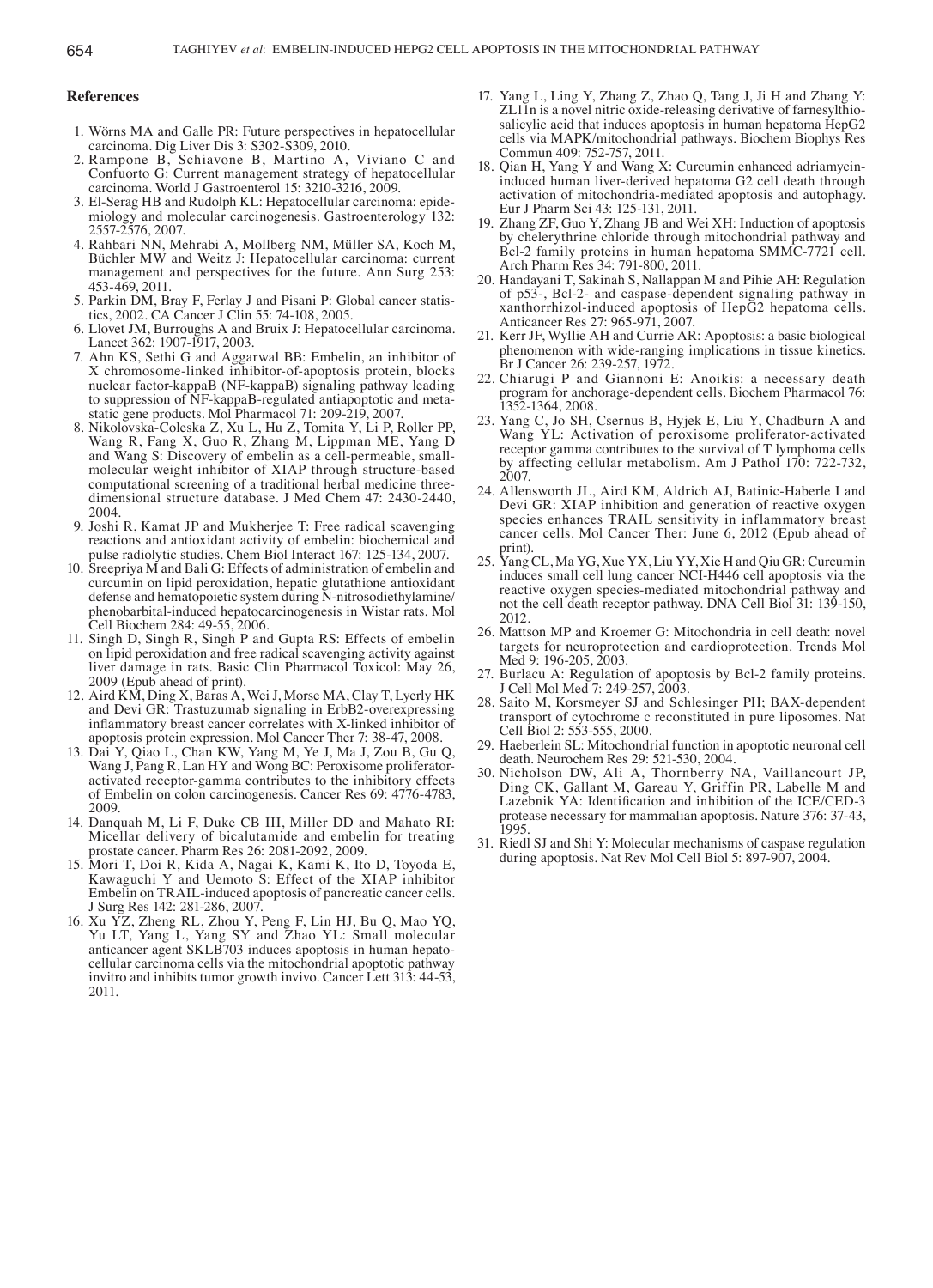## References

1. Wörns MA and Galle PR: Future perspectives in hepatocellular carcinoma. Dig Liver Dis 3: S302-S309, 2010.
2. Rampone B, Schiavone B, Martino A, Viviano C and Confuorto G: Current management strategy of hepatocellular carcinoma. World J Gastroenterol 15: 3210-3216, 2009.
3. El-Serag HB and Rudolph KL: Hepatocellular carcinoma: epidemiology and molecular carcinogenesis. Gastroenterology 132: 2557-2576, 2007.
4. Rahbari NN, Mehrabi A, Mollberg NM, Müller SA, Koch M, Büchler MW and Weitz J: Hepatocellular carcinoma: current management and perspectives for the future. Ann Surg 253: 453-469, 2011.
5. Parkin DM, Bray F, Ferlay J and Pisani P: Global cancer statistics, 2002. CA Cancer J Clin 55: 74-108, 2005.
6. Llovet JM, Burroughs A and Bruix J: Hepatocellular carcinoma. Lancet 362: 1907-1917, 2003.
7. Ahn KS, Sethi G and Aggarwal BB: Embelin, an inhibitor of X chromosome-linked inhibitor-of-apoptosis protein, blocks nuclear factor-kappaB (NF-kappaB) signaling pathway leading to suppression of NF-kappaB-regulated antiapoptotic and metastatic gene products. Mol Pharmacol 71: 209-219, 2007.
8. Nikolovska-Coleska Z, Xu L, Hu Z, Tomita Y, Li P, Roller PP, Wang R, Fang X, Guo R, Zhang M, Lippman ME, Yang D and Wang S: Discovery of embelin as a cell-permeable, small-molecular weight inhibitor of XIAP through structure-based computational screening of a traditional herbal medicine three-dimensional structure database. J Med Chem 47: 2430-2440, 2004.
9. Joshi R, Kamat JP and Mukherjee T: Free radical scavenging reactions and antioxidant activity of embelin: biochemical and pulse radiolytic studies. Chem Biol Interact 167: 125-134, 2007.
10. Sreepriya M and Bali G: Effects of administration of embelin and curcumin on lipid peroxidation, hepatic glutathione antioxidant defense and hematopoietic system during N-nitrosodiethylamine/phenobarbital-induced hepatocarcinogenesis in Wistar rats. Mol Cell Biochem 284: 49-55, 2006.
11. Singh D, Singh R, Singh P and Gupta RS: Effects of embelin on lipid peroxidation and free radical scavenging activity against liver damage in rats. Basic Clin Pharmacol Toxicol: May 26, 2009 (Epub ahead of print).
12. Aird KM, Ding X, Baras A, Wei J, Morse MA, Clay T, Lyerly HK and Devi GR: Trastuzumab signaling in ErbB2-overexpressing inflammatory breast cancer correlates with X-linked inhibitor of apoptosis protein expression. Mol Cancer Ther 7: 38-47, 2008.
13. Dai Y, Qiao L, Chan KW, Yang M, Ye J, Ma J, Zou B, Gu Q, Wang J, Pang R, Lan HY and Wong BC: Peroxisome proliferator-activated receptor-gamma contributes to the inhibitory effects of Embelin on colon carcinogenesis. Cancer Res 69: 4776-4783, 2009.
14. Danquah M, Li F, Duke CB III, Miller DD and Mahato RI: Micellar delivery of bicalutamide and embelin for treating prostate cancer. Pharm Res 26: 2081-2092, 2009.
15. Mori T, Doi R, Kida A, Nagai K, Kami K, Ito D, Toyoda E, Kawaguchi Y and Uemoto S: Effect of the XIAP inhibitor Embelin on TRAIL-induced apoptosis of pancreatic cancer cells. J Surg Res 142: 281-286, 2007.
16. Xu YZ, Zheng RL, Zhou Y, Peng F, Lin HJ, Bu Q, Mao YQ, Yu LT, Yang L, Yang SY and Zhao YL: Small molecular anticancer agent SKLB703 induces apoptosis in human hepatocellular carcinoma cells via the mitochondrial apoptotic pathway invitro and inhibits tumor growth invivo. Cancer Lett 313: 44-53, 2011.
17. Yang L, Ling Y, Zhang Z, Zhao Q, Tang J, Ji H and Zhang Y: ZL11n is a novel nitric oxide-releasing derivative of farnesylthiosalicylic acid that induces apoptosis in human hepatoma HepG2 cells via MAPK/mitochondrial pathways. Biochem Biophys Res Commun 409: 752-757, 2011.
18. Qian H, Yang Y and Wang X: Curcumin enhanced adriamycin-induced human liver-derived hepatoma G2 cell death through activation of mitochondria-mediated apoptosis and autophagy. Eur J Pharm Sci 43: 125-131, 2011.
19. Zhang ZF, Guo Y, Zhang JB and Wei XH: Induction of apoptosis by chelerythrine chloride through mitochondrial pathway and Bcl-2 family proteins in human hepatoma SMMC-7721 cell. Arch Pharm Res 34: 791-800, 2011.
20. Handayani T, Sakinah S, Nallappan M and Pihie AH: Regulation of p53-, Bcl-2- and caspase-dependent signaling pathway in xanthorrhizol-induced apoptosis of HepG2 hepatoma cells. Anticancer Res 27: 965-971, 2007.
21. Kerr JF, Wyllie AH and Currie AR: Apoptosis: a basic biological phenomenon with wide-ranging implications in tissue kinetics. Br J Cancer 26: 239-257, 1972.
22. Chiarugi P and Giannoni E: Anoikis: a necessary death program for anchorage-dependent cells. Biochem Pharmacol 76: 1352-1364, 2008.
23. Yang C, Jo SH, Csernus B, Hyjek E, Liu Y, Chadburn A and Wang YL: Activation of peroxisome proliferator-activated receptor gamma contributes to the survival of T lymphoma cells by affecting cellular metabolism. Am J Pathol 170: 722-732, 2007.
24. Allensworth JL, Aird KM, Aldrich AJ, Batinic-Haberle I and Devi GR: XIAP inhibition and generation of reactive oxygen species enhances TRAIL sensitivity in inflammatory breast cancer cells. Mol Cancer Ther: June 6, 2012 (Epub ahead of print).
25. Yang CL, Ma YG, Xue YX, Liu YY, Xie H and Qiu GR: Curcumin induces small cell lung cancer NCI-H446 cell apoptosis via the reactive oxygen species-mediated mitochondrial pathway and not the cell death receptor pathway. DNA Cell Biol 31: 139-150, 2012.
26. Mattson MP and Kroemer G: Mitochondria in cell death: novel targets for neuroprotection and cardioprotection. Trends Mol Med 9: 196-205, 2003.
27. Burlacu A: Regulation of apoptosis by Bcl-2 family proteins. J Cell Mol Med 7: 249-257, 2003.
28. Saito M, Korsmeyer SJ and Schlesinger PH; BAX-dependent transport of cytochrome c reconstituted in pure liposomes. Nat Cell Biol 2: 553-555, 2000.
29. Haeberlein SL: Mitochondrial function in apoptotic neuronal cell death. Neurochem Res 29: 521-530, 2004.
30. Nicholson DW, Ali A, Thornberry NA, Vaillancourt JP, Ding CK, Gallant M, Gareau Y, Griffin PR, Labelle M and Lazebnik YA: Identification and inhibition of the ICE/CED-3 protease necessary for mammalian apoptosis. Nature 376: 37-43, 1995.
31. Riedl SJ and Shi Y: Molecular mechanisms of caspase regulation during apoptosis. Nat Rev Mol Cell Biol 5: 897-907, 2004.